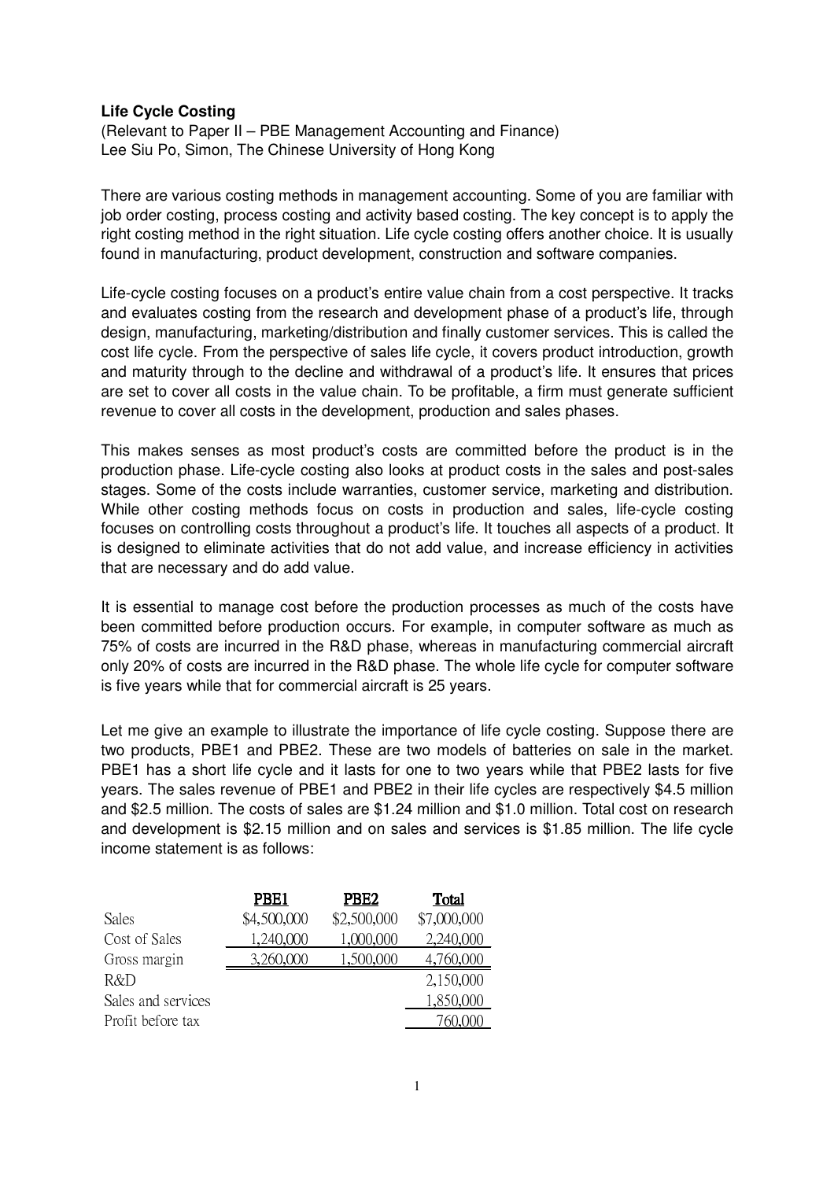**Life Cycle Costing**

(Relevant to Paper II – PBE Management Accounting and Finance)
Lee Siu Po, Simon, The Chinese University of Hong Kong

There are various costing methods in management accounting. Some of you are familiar with job order costing, process costing and activity based costing. The key concept is to apply the right costing method in the right situation. Life cycle costing offers another choice. It is usually found in manufacturing, product development, construction and software companies.

Life-cycle costing focuses on a product's entire value chain from a cost perspective. It tracks and evaluates costing from the research and development phase of a product's life, through design, manufacturing, marketing/distribution and finally customer services. This is called the cost life cycle. From the perspective of sales life cycle, it covers product introduction, growth and maturity through to the decline and withdrawal of a product's life. It ensures that prices are set to cover all costs in the value chain. To be profitable, a firm must generate sufficient revenue to cover all costs in the development, production and sales phases.

This makes senses as most product's costs are committed before the product is in the production phase. Life-cycle costing also looks at product costs in the sales and post-sales stages. Some of the costs include warranties, customer service, marketing and distribution. While other costing methods focus on costs in production and sales, life-cycle costing focuses on controlling costs throughout a product's life. It touches all aspects of a product. It is designed to eliminate activities that do not add value, and increase efficiency in activities that are necessary and do add value.

It is essential to manage cost before the production processes as much of the costs have been committed before production occurs. For example, in computer software as much as 75% of costs are incurred in the R&D phase, whereas in manufacturing commercial aircraft only 20% of costs are incurred in the R&D phase. The whole life cycle for computer software is five years while that for commercial aircraft is 25 years.

Let me give an example to illustrate the importance of life cycle costing. Suppose there are two products, PBE1 and PBE2. These are two models of batteries on sale in the market. PBE1 has a short life cycle and it lasts for one to two years while that PBE2 lasts for five years. The sales revenue of PBE1 and PBE2 in their life cycles are respectively $4.5 million and $2.5 million. The costs of sales are $1.24 million and $1.0 million. Total cost on research and development is $2.15 million and on sales and services is $1.85 million. The life cycle income statement is as follows:

| | PBE1 | PBE2 | Total |
|---|---|---|---|
| Sales | $4,500,000 | $2,500,000 | $7,000,000 |
| Cost of Sales | 1,240,000 | 1,000,000 | 2,240,000 |
| Gross margin | 3,260,000 | 1,500,000 | 4,760,000 |
| R&D | | | 2,150,000 |
| Sales and services | | | 1,850,000 |
| Profit before tax | | | 760,000 |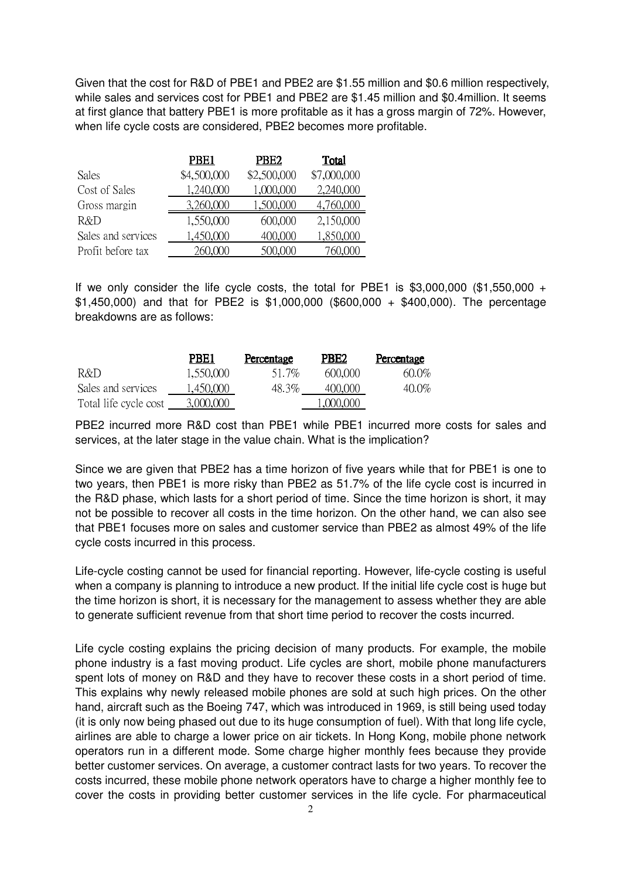Given that the cost for R&D of PBE1 and PBE2 are $1.55 million and $0.6 million respectively, while sales and services cost for PBE1 and PBE2 are $1.45 million and $0.4million. It seems at first glance that battery PBE1 is more profitable as it has a gross margin of 72%. However, when life cycle costs are considered, PBE2 becomes more profitable.

| | PBE1 | PBE2 | Total |
|---|---|---|---|
| Sales | $4,500,000 | $2,500,000 | $7,000,000 |
| Cost of Sales | 1,240,000 | 1,000,000 | 2,240,000 |
| Gross margin | 3,260,000 | 1,500,000 | 4,760,000 |
| R&D | 1,550,000 | 600,000 | 2,150,000 |
| Sales and services | 1,450,000 | 400,000 | 1,850,000 |
| Profit before tax | 260,000 | 500,000 | 760,000 |

If we only consider the life cycle costs, the total for PBE1 is $3,000,000 ($1,550,000 + $1,450,000) and that for PBE2 is $1,000,000 ($600,000 + $400,000). The percentage breakdowns are as follows:

| | PBE1 | Percentage | PBE2 | Percentage |
|---|---|---|---|---|
| R&D | 1,550,000 | 51.7% | 600,000 | 60.0% |
| Sales and services | 1,450,000 | 48.3% | 400,000 | 40.0% |
| Total life cycle cost | 3,000,000 | | 1,000,000 | |

PBE2 incurred more R&D cost than PBE1 while PBE1 incurred more costs for sales and services, at the later stage in the value chain. What is the implication?

Since we are given that PBE2 has a time horizon of five years while that for PBE1 is one to two years, then PBE1 is more risky than PBE2 as 51.7% of the life cycle cost is incurred in the R&D phase, which lasts for a short period of time. Since the time horizon is short, it may not be possible to recover all costs in the time horizon. On the other hand, we can also see that PBE1 focuses more on sales and customer service than PBE2 as almost 49% of the life cycle costs incurred in this process.

Life-cycle costing cannot be used for financial reporting. However, life-cycle costing is useful when a company is planning to introduce a new product. If the initial life cycle cost is huge but the time horizon is short, it is necessary for the management to assess whether they are able to generate sufficient revenue from that short time period to recover the costs incurred.

Life cycle costing explains the pricing decision of many products. For example, the mobile phone industry is a fast moving product. Life cycles are short, mobile phone manufacturers spent lots of money on R&D and they have to recover these costs in a short period of time. This explains why newly released mobile phones are sold at such high prices. On the other hand, aircraft such as the Boeing 747, which was introduced in 1969, is still being used today (it is only now being phased out due to its huge consumption of fuel). With that long life cycle, airlines are able to charge a lower price on air tickets. In Hong Kong, mobile phone network operators run in a different mode. Some charge higher monthly fees because they provide better customer services. On average, a customer contract lasts for two years. To recover the costs incurred, these mobile phone network operators have to charge a higher monthly fee to cover the costs in providing better customer services in the life cycle. For pharmaceutical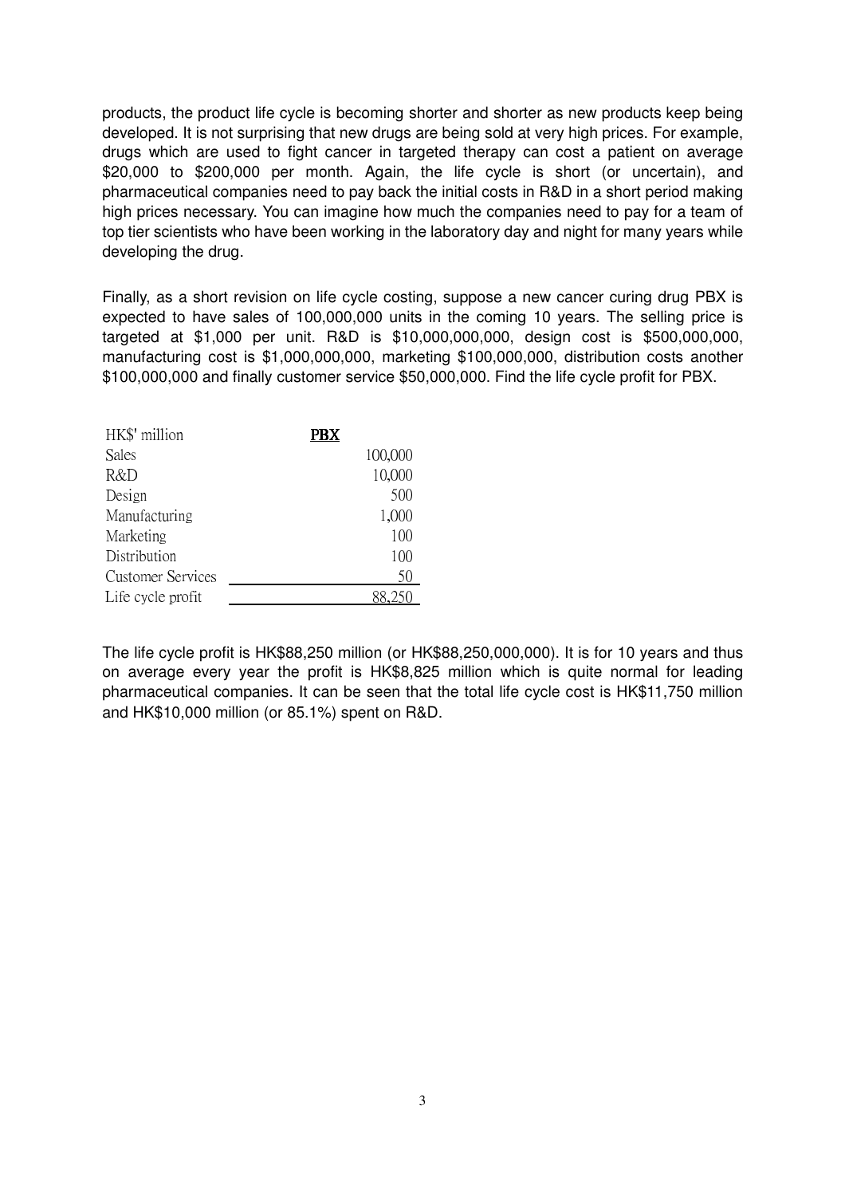products, the product life cycle is becoming shorter and shorter as new products keep being developed. It is not surprising that new drugs are being sold at very high prices. For example, drugs which are used to fight cancer in targeted therapy can cost a patient on average $20,000 to $200,000 per month. Again, the life cycle is short (or uncertain), and pharmaceutical companies need to pay back the initial costs in R&D in a short period making high prices necessary. You can imagine how much the companies need to pay for a team of top tier scientists who have been working in the laboratory day and night for many years while developing the drug.

Finally, as a short revision on life cycle costing, suppose a new cancer curing drug PBX is expected to have sales of 100,000,000 units in the coming 10 years. The selling price is targeted at $1,000 per unit. R&D is $10,000,000,000, design cost is $500,000,000, manufacturing cost is $1,000,000,000, marketing $100,000,000, distribution costs another $100,000,000 and finally customer service $50,000,000. Find the life cycle profit for PBX.

| HK$' million | **PBX** |
|---|---|
| Sales | 100,000 |
| R&D | 10,000 |
| Design | 500 |
| Manufacturing | 1,000 |
| Marketing | 100 |
| Distribution | 100 |
| Customer Services | 50 |
| Life cycle profit | 88,250 |

The life cycle profit is HK$88,250 million (or HK$88,250,000,000). It is for 10 years and thus on average every year the profit is HK$8,825 million which is quite normal for leading pharmaceutical companies. It can be seen that the total life cycle cost is HK$11,750 million and HK$10,000 million (or 85.1%) spent on R&D.